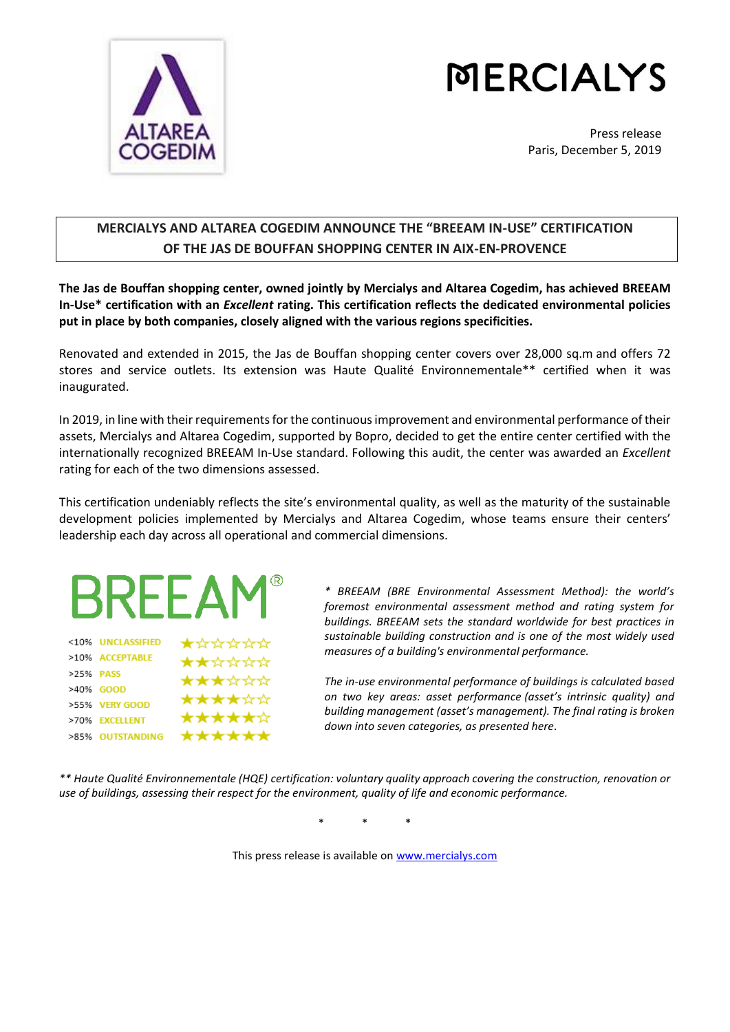ALTAREA COGEDIM

MERCIALYS

Press release
Paris, December 5, 2019

## MERCIALYS AND ALTAREA COGEDIM ANNOUNCE THE "BREEAM IN-USE" CERTIFICATION OF THE JAS DE BOUFFAN SHOPPING CENTER IN AIX-EN-PROVENCE

**The Jas de Bouffan shopping center, owned jointly by Mercialys and Altarea Cogedim, has achieved BREEAM In-Use\* certification with an *Excellent* rating. This certification reflects the dedicated environmental policies put in place by both companies, closely aligned with the various regions specificities.**

Renovated and extended in 2015, the Jas de Bouffan shopping center covers over 28,000 sq.m and offers 72 stores and service outlets. Its extension was Haute Qualité Environnementale** certified when it was inaugurated.

In 2019, in line with their requirements for the continuous improvement and environmental performance of their assets, Mercialys and Altarea Cogedim, supported by Bopro, decided to get the entire center certified with the internationally recognized BREEAM In-Use standard. Following this audit, the center was awarded an *Excellent* rating for each of the two dimensions assessed.

This certification undeniably reflects the site's environmental quality, as well as the maturity of the sustainable development policies implemented by Mercialys and Altarea Cogedim, whose teams ensure their centers' leadership each day across all operational and commercial dimensions.

BREEAM®

| Score | Rating | Stars |
|---|---|---|
| <10% | UNCLASSIFIED | ★☆☆☆☆☆ |
| >10% | ACCEPTABLE | ★★☆☆☆☆ |
| >25% | PASS | ★★★☆☆☆ |
| >40% | GOOD | ★★★★☆☆ |
| >55% | VERY GOOD | ★★★★☆☆ |
| >70% | EXCELLENT | ★★★★★☆ |
| >85% | OUTSTANDING | ★★★★★★ |

*\* BREEAM (BRE Environmental Assessment Method): the world's foremost environmental assessment method and rating system for buildings. BREEAM sets the standard worldwide for best practices in sustainable building construction and is one of the most widely used measures of a building's environmental performance.*

*The in-use environmental performance of buildings is calculated based on two key areas: asset performance (asset's intrinsic quality) and building management (asset's management). The final rating is broken down into seven categories, as presented here.*

*\*\* Haute Qualité Environnementale (HQE) certification: voluntary quality approach covering the construction, renovation or use of buildings, assessing their respect for the environment, quality of life and economic performance.*

\* \* \*

This press release is available on [www.mercialys.com](http://www.mercialys.com)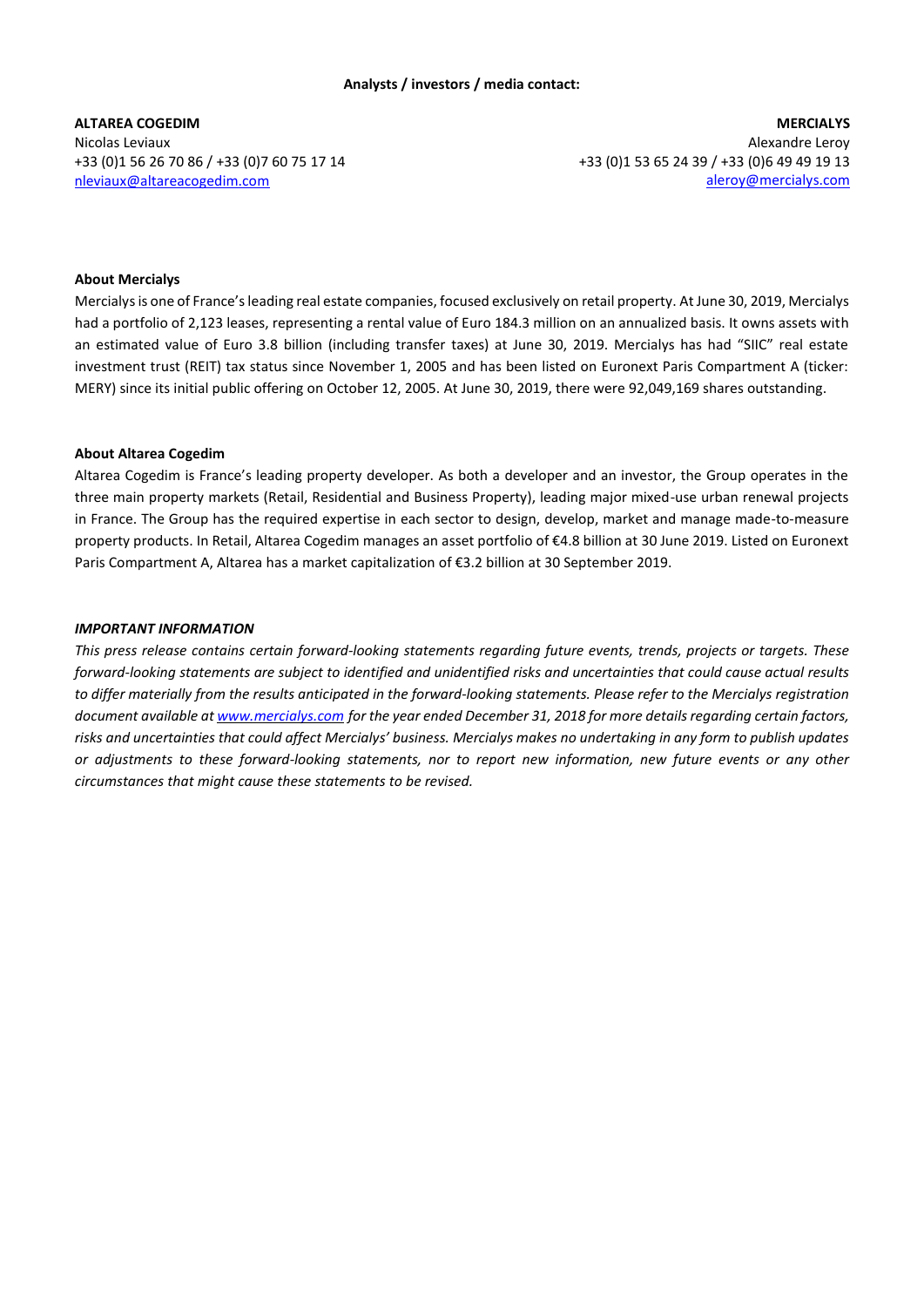**Analysts / investors / media contact:**

**ALTAREA COGEDIM**
Nicolas Leviaux
+33 (0)1 56 26 70 86 / +33 (0)7 60 75 17 14
nleviaux@altareacogedim.com

**MERCIALYS**
Alexandre Leroy
+33 (0)1 53 65 24 39 / +33 (0)6 49 49 19 13
aleroy@mercialys.com

**About Mercialys**

Mercialys is one of France's leading real estate companies, focused exclusively on retail property. At June 30, 2019, Mercialys had a portfolio of 2,123 leases, representing a rental value of Euro 184.3 million on an annualized basis. It owns assets with an estimated value of Euro 3.8 billion (including transfer taxes) at June 30, 2019. Mercialys has had "SIIC" real estate investment trust (REIT) tax status since November 1, 2005 and has been listed on Euronext Paris Compartment A (ticker: MERY) since its initial public offering on October 12, 2005. At June 30, 2019, there were 92,049,169 shares outstanding.

**About Altarea Cogedim**

Altarea Cogedim is France's leading property developer. As both a developer and an investor, the Group operates in the three main property markets (Retail, Residential and Business Property), leading major mixed-use urban renewal projects in France. The Group has the required expertise in each sector to design, develop, market and manage made-to-measure property products. In Retail, Altarea Cogedim manages an asset portfolio of €4.8 billion at 30 June 2019. Listed on Euronext Paris Compartment A, Altarea has a market capitalization of €3.2 billion at 30 September 2019.

***IMPORTANT INFORMATION***

*This press release contains certain forward-looking statements regarding future events, trends, projects or targets. These forward-looking statements are subject to identified and unidentified risks and uncertainties that could cause actual results to differ materially from the results anticipated in the forward-looking statements. Please refer to the Mercialys registration document available at www.mercialys.com for the year ended December 31, 2018 for more details regarding certain factors, risks and uncertainties that could affect Mercialys' business. Mercialys makes no undertaking in any form to publish updates or adjustments to these forward-looking statements, nor to report new information, new future events or any other circumstances that might cause these statements to be revised.*